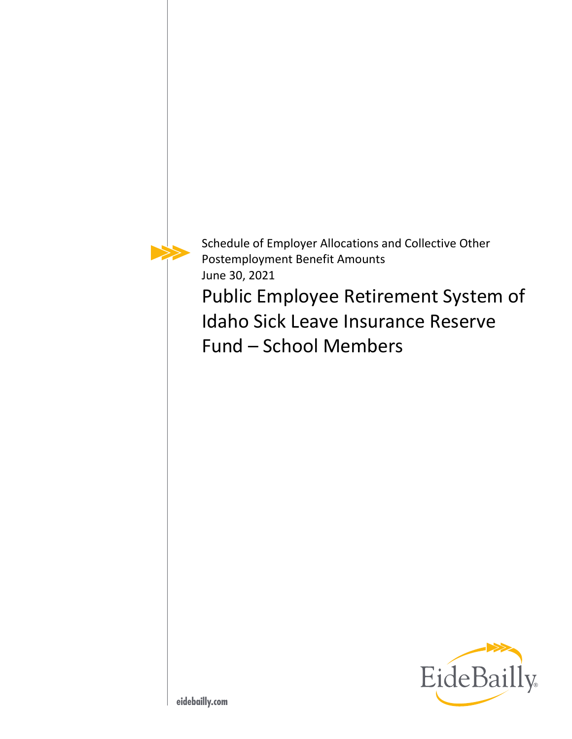Schedule of Employer Allocations and Collective Other Postemployment Benefit Amounts

June 30, 2021

# Public Employee Retirement System of Idaho Sick Leave Insurance Reserve Fund – School Members

EideBailly

eidebailly.com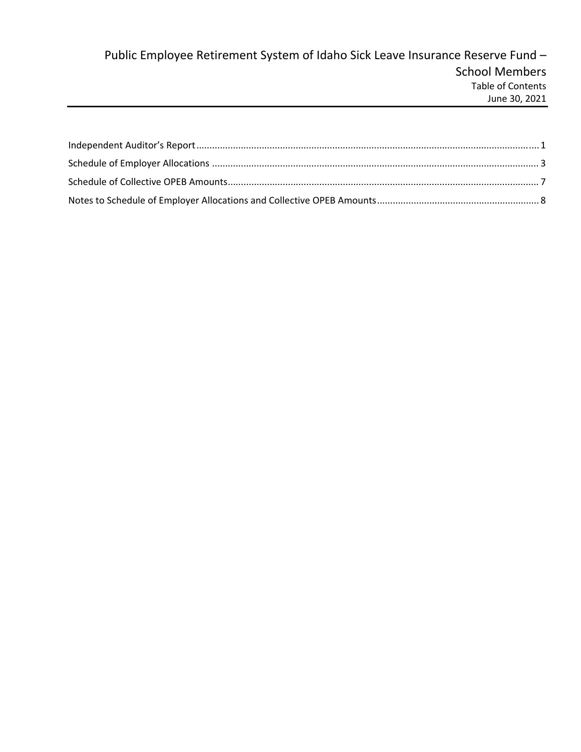# Public Employee Retirement System of Idaho Sick Leave Insurance Reserve Fund – School Members

Table of Contents
June 30, 2021

| | |
|---|---|
| Independent Auditor's Report | 1 |
| Schedule of Employer Allocations | 3 |
| Schedule of Collective OPEB Amounts | 7 |
| Notes to Schedule of Employer Allocations and Collective OPEB Amounts | 8 |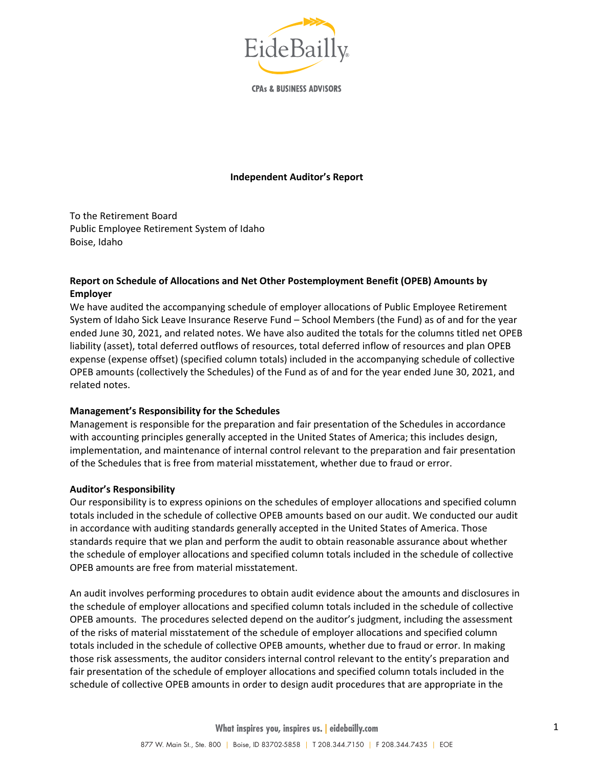# Independent Auditor's Report

To the Retirement Board
Public Employee Retirement System of Idaho
Boise, Idaho

**Report on Schedule of Allocations and Net Other Postemployment Benefit (OPEB) Amounts by Employer**

We have audited the accompanying schedule of employer allocations of Public Employee Retirement System of Idaho Sick Leave Insurance Reserve Fund – School Members (the Fund) as of and for the year ended June 30, 2021, and related notes. We have also audited the totals for the columns titled net OPEB liability (asset), total deferred outflows of resources, total deferred inflow of resources and plan OPEB expense (expense offset) (specified column totals) included in the accompanying schedule of collective OPEB amounts (collectively the Schedules) of the Fund as of and for the year ended June 30, 2021, and related notes.

**Management's Responsibility for the Schedules**

Management is responsible for the preparation and fair presentation of the Schedules in accordance with accounting principles generally accepted in the United States of America; this includes design, implementation, and maintenance of internal control relevant to the preparation and fair presentation of the Schedules that is free from material misstatement, whether due to fraud or error.

**Auditor's Responsibility**

Our responsibility is to express opinions on the schedules of employer allocations and specified column totals included in the schedule of collective OPEB amounts based on our audit. We conducted our audit in accordance with auditing standards generally accepted in the United States of America. Those standards require that we plan and perform the audit to obtain reasonable assurance about whether the schedule of employer allocations and specified column totals included in the schedule of collective OPEB amounts are free from material misstatement.

An audit involves performing procedures to obtain audit evidence about the amounts and disclosures in the schedule of employer allocations and specified column totals included in the schedule of collective OPEB amounts. The procedures selected depend on the auditor's judgment, including the assessment of the risks of material misstatement of the schedule of employer allocations and specified column totals included in the schedule of collective OPEB amounts, whether due to fraud or error. In making those risk assessments, the auditor considers internal control relevant to the entity's preparation and fair presentation of the schedule of employer allocations and specified column totals included in the schedule of collective OPEB amounts in order to design audit procedures that are appropriate in the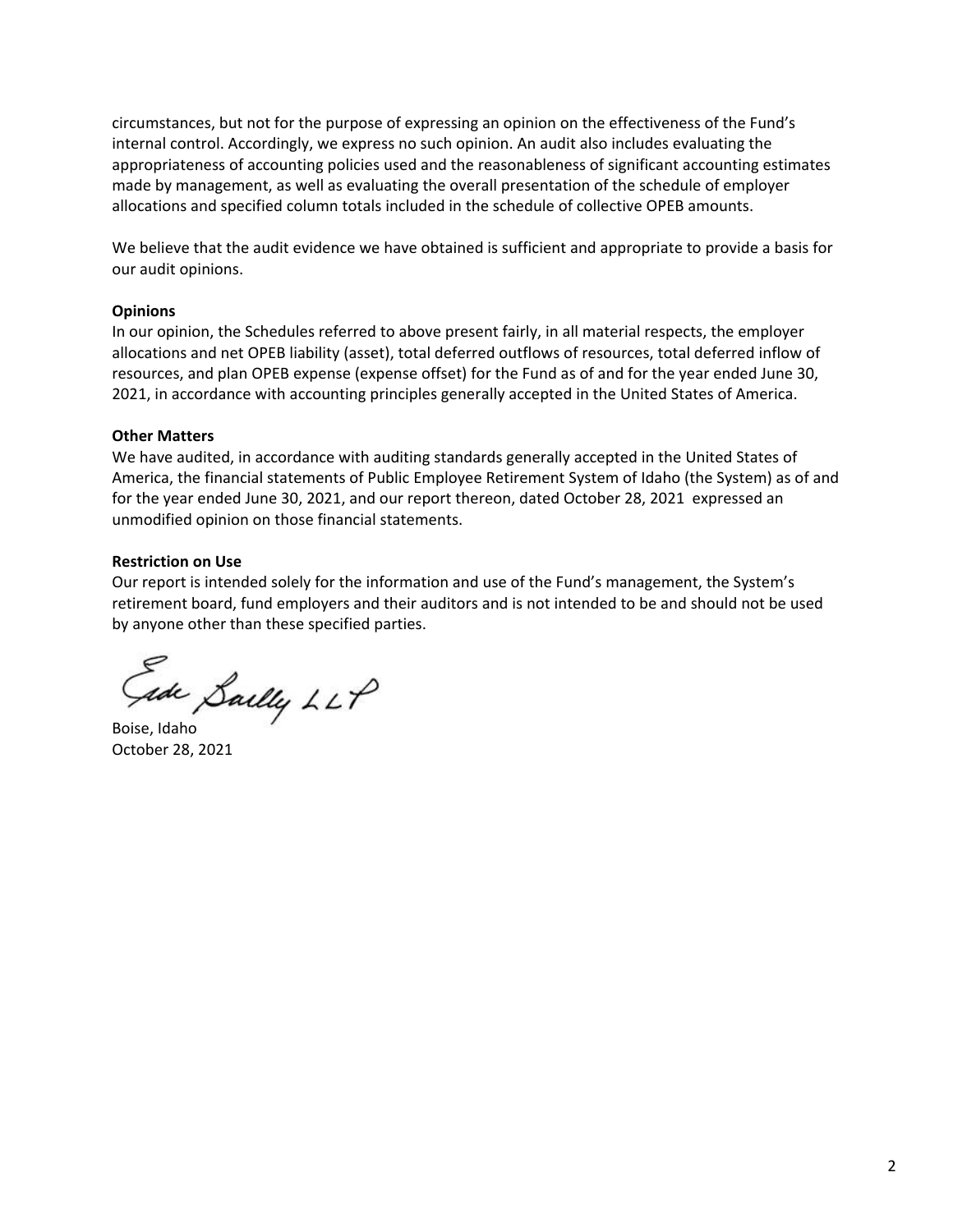circumstances, but not for the purpose of expressing an opinion on the effectiveness of the Fund's internal control. Accordingly, we express no such opinion. An audit also includes evaluating the appropriateness of accounting policies used and the reasonableness of significant accounting estimates made by management, as well as evaluating the overall presentation of the schedule of employer allocations and specified column totals included in the schedule of collective OPEB amounts.

We believe that the audit evidence we have obtained is sufficient and appropriate to provide a basis for our audit opinions.

**Opinions**

In our opinion, the Schedules referred to above present fairly, in all material respects, the employer allocations and net OPEB liability (asset), total deferred outflows of resources, total deferred inflow of resources, and plan OPEB expense (expense offset) for the Fund as of and for the year ended June 30, 2021, in accordance with accounting principles generally accepted in the United States of America.

**Other Matters**

We have audited, in accordance with auditing standards generally accepted in the United States of America, the financial statements of Public Employee Retirement System of Idaho (the System) as of and for the year ended June 30, 2021, and our report thereon, dated October 28, 2021 expressed an unmodified opinion on those financial statements.

**Restriction on Use**

Our report is intended solely for the information and use of the Fund's management, the System's retirement board, fund employers and their auditors and is not intended to be and should not be used by anyone other than these specified parties.

Eide Bailly LLP

Boise, Idaho
October 28, 2021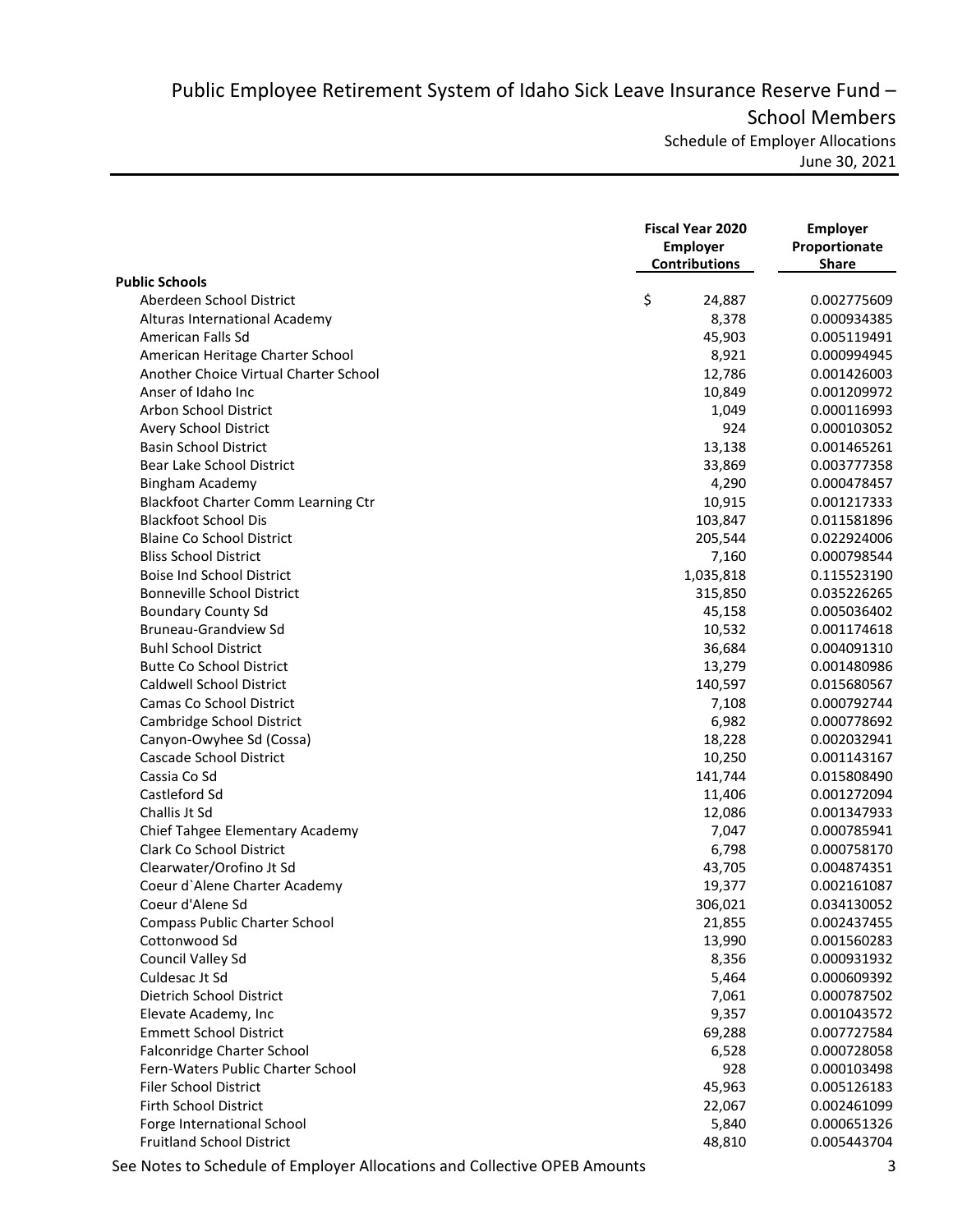# Public Employee Retirement System of Idaho Sick Leave Insurance Reserve Fund – School Members

Schedule of Employer Allocations
June 30, 2021

| | Fiscal Year 2020 Employer Contributions | Employer Proportionate Share |
|---|---|---|
| **Public Schools** | | |
| Aberdeen School District | $ 24,887 | 0.002775609 |
| Alturas International Academy | 8,378 | 0.000934385 |
| American Falls Sd | 45,903 | 0.005119491 |
| American Heritage Charter School | 8,921 | 0.000994945 |
| Another Choice Virtual Charter School | 12,786 | 0.001426003 |
| Anser of Idaho Inc | 10,849 | 0.001209972 |
| Arbon School District | 1,049 | 0.000116993 |
| Avery School District | 924 | 0.000103052 |
| Basin School District | 13,138 | 0.001465261 |
| Bear Lake School District | 33,869 | 0.003777358 |
| Bingham Academy | 4,290 | 0.000478457 |
| Blackfoot Charter Comm Learning Ctr | 10,915 | 0.001217333 |
| Blackfoot School Dis | 103,847 | 0.011581896 |
| Blaine Co School District | 205,544 | 0.022924006 |
| Bliss School District | 7,160 | 0.000798544 |
| Boise Ind School District | 1,035,818 | 0.115523190 |
| Bonneville School District | 315,850 | 0.035226265 |
| Boundary County Sd | 45,158 | 0.005036402 |
| Bruneau-Grandview Sd | 10,532 | 0.001174618 |
| Buhl School District | 36,684 | 0.004091310 |
| Butte Co School District | 13,279 | 0.001480986 |
| Caldwell School District | 140,597 | 0.015680567 |
| Camas Co School District | 7,108 | 0.000792744 |
| Cambridge School District | 6,982 | 0.000778692 |
| Canyon-Owyhee Sd (Cossa) | 18,228 | 0.002032941 |
| Cascade School District | 10,250 | 0.001143167 |
| Cassia Co Sd | 141,744 | 0.015808490 |
| Castleford Sd | 11,406 | 0.001272094 |
| Challis Jt Sd | 12,086 | 0.001347933 |
| Chief Tahgee Elementary Academy | 7,047 | 0.000785941 |
| Clark Co School District | 6,798 | 0.000758170 |
| Clearwater/Orofino Jt Sd | 43,705 | 0.004874351 |
| Coeur d`Alene Charter Academy | 19,377 | 0.002161087 |
| Coeur d'Alene Sd | 306,021 | 0.034130052 |
| Compass Public Charter School | 21,855 | 0.002437455 |
| Cottonwood Sd | 13,990 | 0.001560283 |
| Council Valley Sd | 8,356 | 0.000931932 |
| Culdesac Jt Sd | 5,464 | 0.000609392 |
| Dietrich School District | 7,061 | 0.000787502 |
| Elevate Academy, Inc | 9,357 | 0.001043572 |
| Emmett School District | 69,288 | 0.007727584 |
| Falconridge Charter School | 6,528 | 0.000728058 |
| Fern-Waters Public Charter School | 928 | 0.000103498 |
| Filer School District | 45,963 | 0.005126183 |
| Firth School District | 22,067 | 0.002461099 |
| Forge International School | 5,840 | 0.000651326 |
| Fruitland School District | 48,810 | 0.005443704 |

See Notes to Schedule of Employer Allocations and Collective OPEB Amounts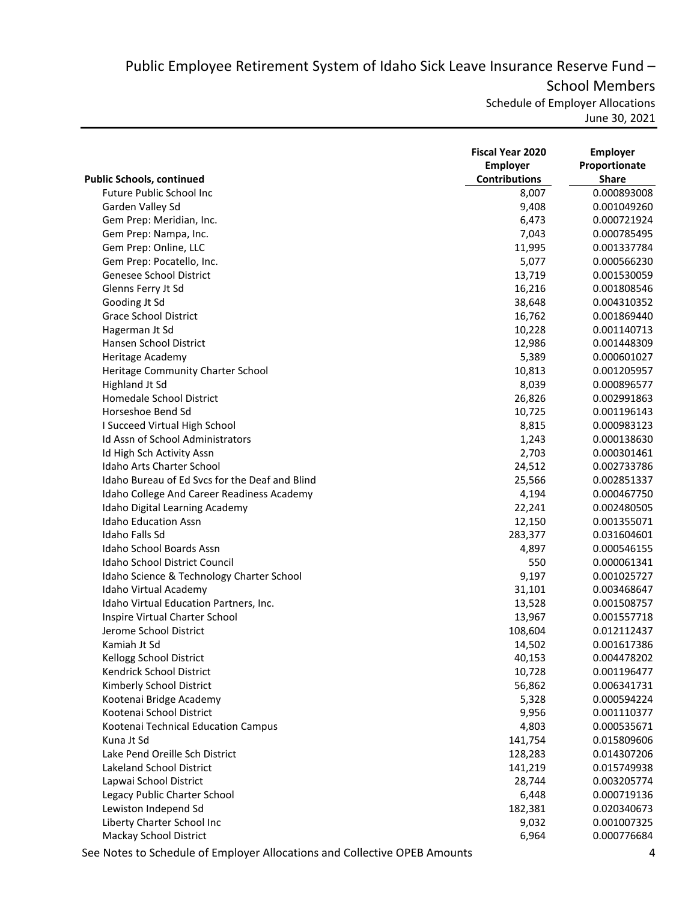# Public Employee Retirement System of Idaho Sick Leave Insurance Reserve Fund – School Members

Schedule of Employer Allocations
June 30, 2021

| Public Schools, continued | Fiscal Year 2020 Employer Contributions | Employer Proportionate Share |
|---|---|---|
| Future Public School Inc | 8,007 | 0.000893008 |
| Garden Valley Sd | 9,408 | 0.001049260 |
| Gem Prep: Meridian, Inc. | 6,473 | 0.000721924 |
| Gem Prep: Nampa, Inc. | 7,043 | 0.000785495 |
| Gem Prep: Online, LLC | 11,995 | 0.001337784 |
| Gem Prep: Pocatello, Inc. | 5,077 | 0.000566230 |
| Genesee School District | 13,719 | 0.001530059 |
| Glenns Ferry Jt Sd | 16,216 | 0.001808546 |
| Gooding Jt Sd | 38,648 | 0.004310352 |
| Grace School District | 16,762 | 0.001869440 |
| Hagerman Jt Sd | 10,228 | 0.001140713 |
| Hansen School District | 12,986 | 0.001448309 |
| Heritage Academy | 5,389 | 0.000601027 |
| Heritage Community Charter School | 10,813 | 0.001205957 |
| Highland Jt Sd | 8,039 | 0.000896577 |
| Homedale School District | 26,826 | 0.002991863 |
| Horseshoe Bend Sd | 10,725 | 0.001196143 |
| I Succeed Virtual High School | 8,815 | 0.000983123 |
| Id Assn of School Administrators | 1,243 | 0.000138630 |
| Id High Sch Activity Assn | 2,703 | 0.000301461 |
| Idaho Arts Charter School | 24,512 | 0.002733786 |
| Idaho Bureau of Ed Svcs for the Deaf and Blind | 25,566 | 0.002851337 |
| Idaho College And Career Readiness Academy | 4,194 | 0.000467750 |
| Idaho Digital Learning Academy | 22,241 | 0.002480505 |
| Idaho Education Assn | 12,150 | 0.001355071 |
| Idaho Falls Sd | 283,377 | 0.031604601 |
| Idaho School Boards Assn | 4,897 | 0.000546155 |
| Idaho School District Council | 550 | 0.000061341 |
| Idaho Science & Technology Charter School | 9,197 | 0.001025727 |
| Idaho Virtual Academy | 31,101 | 0.003468647 |
| Idaho Virtual Education Partners, Inc. | 13,528 | 0.001508757 |
| Inspire Virtual Charter School | 13,967 | 0.001557718 |
| Jerome School District | 108,604 | 0.012112437 |
| Kamiah Jt Sd | 14,502 | 0.001617386 |
| Kellogg School District | 40,153 | 0.004478202 |
| Kendrick School District | 10,728 | 0.001196477 |
| Kimberly School District | 56,862 | 0.006341731 |
| Kootenai Bridge Academy | 5,328 | 0.000594224 |
| Kootenai School District | 9,956 | 0.001110377 |
| Kootenai Technical Education Campus | 4,803 | 0.000535671 |
| Kuna Jt Sd | 141,754 | 0.015809606 |
| Lake Pend Oreille Sch District | 128,283 | 0.014307206 |
| Lakeland School District | 141,219 | 0.015749938 |
| Lapwai School District | 28,744 | 0.003205774 |
| Legacy Public Charter School | 6,448 | 0.000719136 |
| Lewiston Independ Sd | 182,381 | 0.020340673 |
| Liberty Charter School Inc | 9,032 | 0.001007325 |
| Mackay School District | 6,964 | 0.000776684 |

See Notes to Schedule of Employer Allocations and Collective OPEB Amounts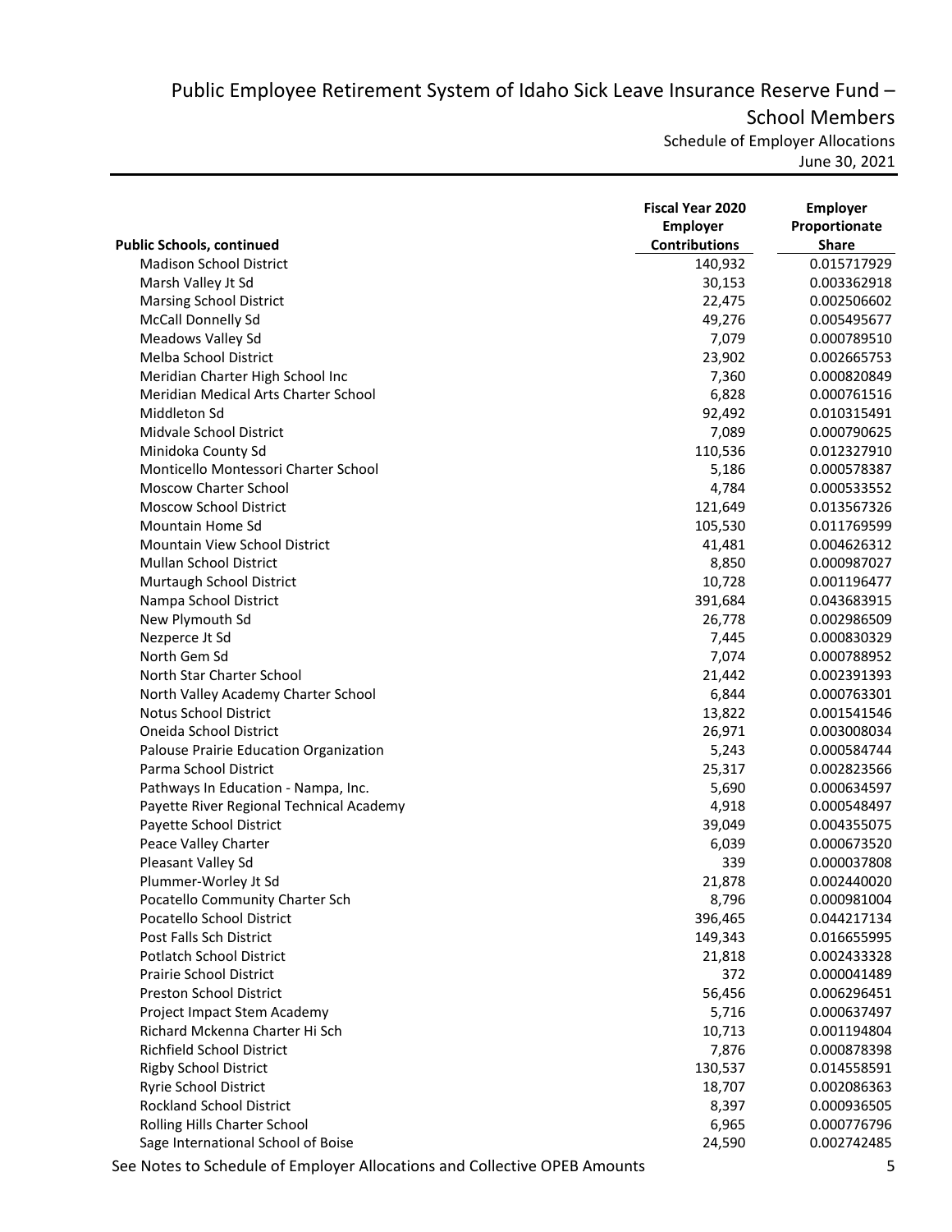# Public Employee Retirement System of Idaho Sick Leave Insurance Reserve Fund – School Members

Schedule of Employer Allocations

June 30, 2021

| Public Schools, continued | Fiscal Year 2020 Employer Contributions | Employer Proportionate Share |
|---|---|---|
| Madison School District | 140,932 | 0.015717929 |
| Marsh Valley Jt Sd | 30,153 | 0.003362918 |
| Marsing School District | 22,475 | 0.002506602 |
| McCall Donnelly Sd | 49,276 | 0.005495677 |
| Meadows Valley Sd | 7,079 | 0.000789510 |
| Melba School District | 23,902 | 0.002665753 |
| Meridian Charter High School Inc | 7,360 | 0.000820849 |
| Meridian Medical Arts Charter School | 6,828 | 0.000761516 |
| Middleton Sd | 92,492 | 0.010315491 |
| Midvale School District | 7,089 | 0.000790625 |
| Minidoka County Sd | 110,536 | 0.012327910 |
| Monticello Montessori Charter School | 5,186 | 0.000578387 |
| Moscow Charter School | 4,784 | 0.000533552 |
| Moscow School District | 121,649 | 0.013567326 |
| Mountain Home Sd | 105,530 | 0.011769599 |
| Mountain View School District | 41,481 | 0.004626312 |
| Mullan School District | 8,850 | 0.000987027 |
| Murtaugh School District | 10,728 | 0.001196477 |
| Nampa School District | 391,684 | 0.043683915 |
| New Plymouth Sd | 26,778 | 0.002986509 |
| Nezperce Jt Sd | 7,445 | 0.000830329 |
| North Gem Sd | 7,074 | 0.000788952 |
| North Star Charter School | 21,442 | 0.002391393 |
| North Valley Academy Charter School | 6,844 | 0.000763301 |
| Notus School District | 13,822 | 0.001541546 |
| Oneida School District | 26,971 | 0.003008034 |
| Palouse Prairie Education Organization | 5,243 | 0.000584744 |
| Parma School District | 25,317 | 0.002823566 |
| Pathways In Education - Nampa, Inc. | 5,690 | 0.000634597 |
| Payette River Regional Technical Academy | 4,918 | 0.000548497 |
| Payette School District | 39,049 | 0.004355075 |
| Peace Valley Charter | 6,039 | 0.000673520 |
| Pleasant Valley Sd | 339 | 0.000037808 |
| Plummer-Worley Jt Sd | 21,878 | 0.002440020 |
| Pocatello Community Charter Sch | 8,796 | 0.000981004 |
| Pocatello School District | 396,465 | 0.044217134 |
| Post Falls Sch District | 149,343 | 0.016655995 |
| Potlatch School District | 21,818 | 0.002433328 |
| Prairie School District | 372 | 0.000041489 |
| Preston School District | 56,456 | 0.006296451 |
| Project Impact Stem Academy | 5,716 | 0.000637497 |
| Richard Mckenna Charter Hi Sch | 10,713 | 0.001194804 |
| Richfield School District | 7,876 | 0.000878398 |
| Rigby School District | 130,537 | 0.014558591 |
| Ryrie School District | 18,707 | 0.002086363 |
| Rockland School District | 8,397 | 0.000936505 |
| Rolling Hills Charter School | 6,965 | 0.000776796 |
| Sage International School of Boise | 24,590 | 0.002742485 |

See Notes to Schedule of Employer Allocations and Collective OPEB Amounts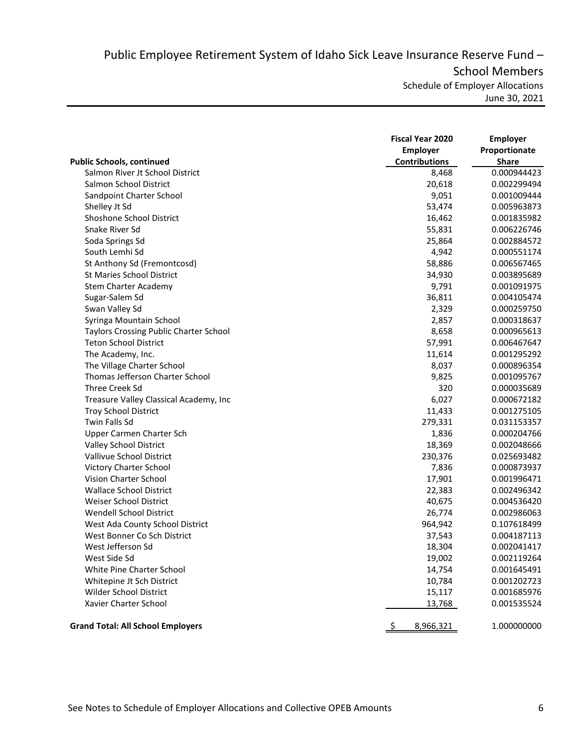# Public Employee Retirement System of Idaho Sick Leave Insurance Reserve Fund – School Members

## Schedule of Employer Allocations

June 30, 2021

| Public Schools, continued | Fiscal Year 2020 Employer Contributions | Employer Proportionate Share |
|---|---|---|
| Salmon River Jt School District | 8,468 | 0.000944423 |
| Salmon School District | 20,618 | 0.002299494 |
| Sandpoint Charter School | 9,051 | 0.001009444 |
| Shelley Jt Sd | 53,474 | 0.005963873 |
| Shoshone School District | 16,462 | 0.001835982 |
| Snake River Sd | 55,831 | 0.006226746 |
| Soda Springs Sd | 25,864 | 0.002884572 |
| South Lemhi Sd | 4,942 | 0.000551174 |
| St Anthony Sd (Fremontcosd) | 58,886 | 0.006567465 |
| St Maries School District | 34,930 | 0.003895689 |
| Stem Charter Academy | 9,791 | 0.001091975 |
| Sugar-Salem Sd | 36,811 | 0.004105474 |
| Swan Valley Sd | 2,329 | 0.000259750 |
| Syringa Mountain School | 2,857 | 0.000318637 |
| Taylors Crossing Public Charter School | 8,658 | 0.000965613 |
| Teton School District | 57,991 | 0.006467647 |
| The Academy, Inc. | 11,614 | 0.001295292 |
| The Village Charter School | 8,037 | 0.000896354 |
| Thomas Jefferson Charter School | 9,825 | 0.001095767 |
| Three Creek Sd | 320 | 0.000035689 |
| Treasure Valley Classical Academy, Inc | 6,027 | 0.000672182 |
| Troy School District | 11,433 | 0.001275105 |
| Twin Falls Sd | 279,331 | 0.031153357 |
| Upper Carmen Charter Sch | 1,836 | 0.000204766 |
| Valley School District | 18,369 | 0.002048666 |
| Vallivue School District | 230,376 | 0.025693482 |
| Victory Charter School | 7,836 | 0.000873937 |
| Vision Charter School | 17,901 | 0.001996471 |
| Wallace School District | 22,383 | 0.002496342 |
| Weiser School District | 40,675 | 0.004536420 |
| Wendell School District | 26,774 | 0.002986063 |
| West Ada County School District | 964,942 | 0.107618499 |
| West Bonner Co Sch District | 37,543 | 0.004187113 |
| West Jefferson Sd | 18,304 | 0.002041417 |
| West Side Sd | 19,002 | 0.002119264 |
| White Pine Charter School | 14,754 | 0.001645491 |
| Whitepine Jt Sch District | 10,784 | 0.001202723 |
| Wilder School District | 15,117 | 0.001685976 |
| Xavier Charter School | 13,768 | 0.001535524 |
| **Grand Total: All School Employers** | $ 8,966,321 | 1.000000000 |

See Notes to Schedule of Employer Allocations and Collective OPEB Amounts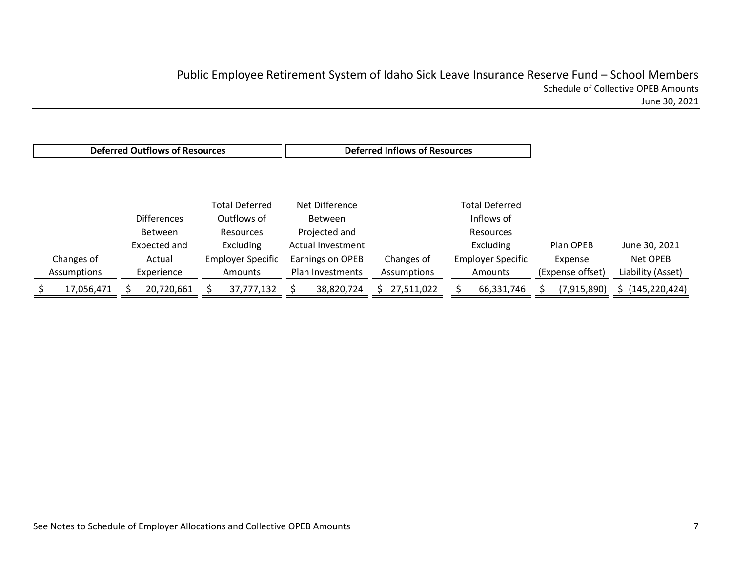# Public Employee Retirement System of Idaho Sick Leave Insurance Reserve Fund – School Members

## Schedule of Collective OPEB Amounts

June 30, 2021

| **Deferred Outflows of Resources** | | | **Deferred Inflows of Resources** | | | | |
|---|---|---|---|---|---|---|---|
| Changes of Assumptions | Differences Between Expected and Actual Experience | Total Deferred Outflows of Resources Excluding Employer Specific Amounts | Net Difference Between Projected and Actual Investment Earnings on OPEB Plan Investments | Changes of Assumptions | Total Deferred Inflows of Resources Excluding Employer Specific Amounts | Plan OPEB Expense (Expense offset) | June 30, 2021 Net OPEB Liability (Asset) |
| $ 17,056,471 | $ 20,720,661 | $ 37,777,132 | $ 38,820,724 | $ 27,511,022 | $ 66,331,746 | $ (7,915,890) | $ (145,220,424) |

See Notes to Schedule of Employer Allocations and Collective OPEB Amounts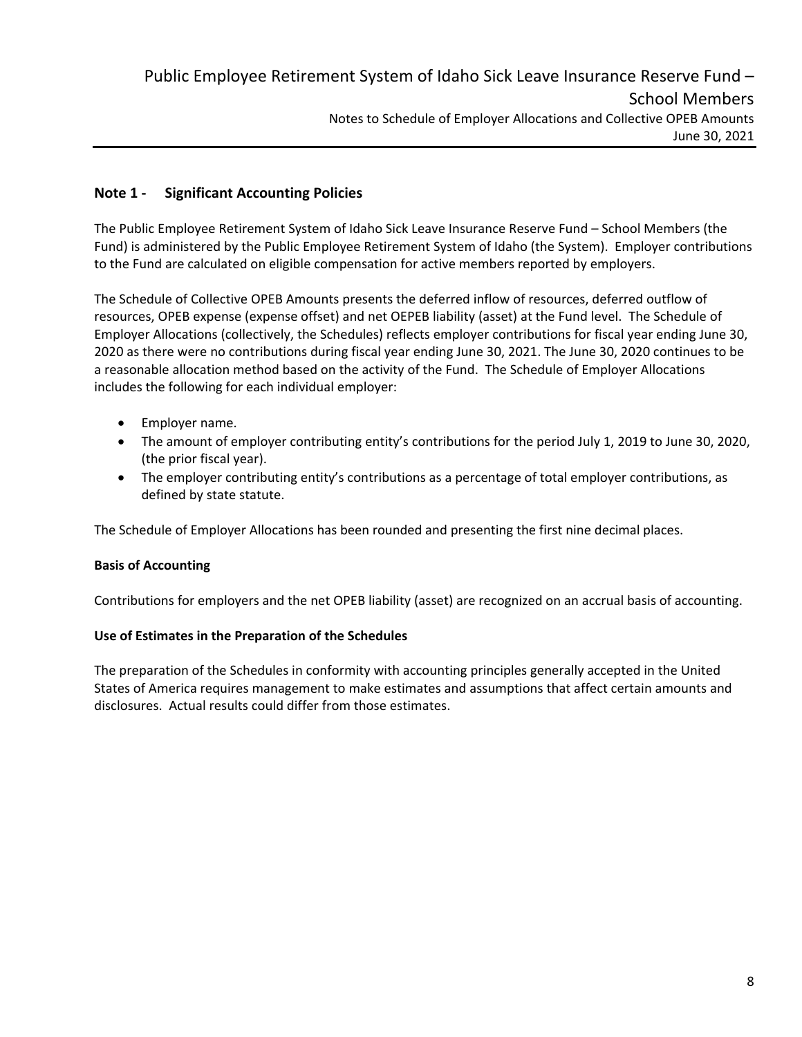## Note 1 - Significant Accounting Policies

The Public Employee Retirement System of Idaho Sick Leave Insurance Reserve Fund – School Members (the Fund) is administered by the Public Employee Retirement System of Idaho (the System). Employer contributions to the Fund are calculated on eligible compensation for active members reported by employers.

The Schedule of Collective OPEB Amounts presents the deferred inflow of resources, deferred outflow of resources, OPEB expense (expense offset) and net OEPEB liability (asset) at the Fund level. The Schedule of Employer Allocations (collectively, the Schedules) reflects employer contributions for fiscal year ending June 30, 2020 as there were no contributions during fiscal year ending June 30, 2021. The June 30, 2020 continues to be a reasonable allocation method based on the activity of the Fund. The Schedule of Employer Allocations includes the following for each individual employer:

- Employer name.
- The amount of employer contributing entity's contributions for the period July 1, 2019 to June 30, 2020, (the prior fiscal year).
- The employer contributing entity's contributions as a percentage of total employer contributions, as defined by state statute.

The Schedule of Employer Allocations has been rounded and presenting the first nine decimal places.

### Basis of Accounting

Contributions for employers and the net OPEB liability (asset) are recognized on an accrual basis of accounting.

### Use of Estimates in the Preparation of the Schedules

The preparation of the Schedules in conformity with accounting principles generally accepted in the United States of America requires management to make estimates and assumptions that affect certain amounts and disclosures. Actual results could differ from those estimates.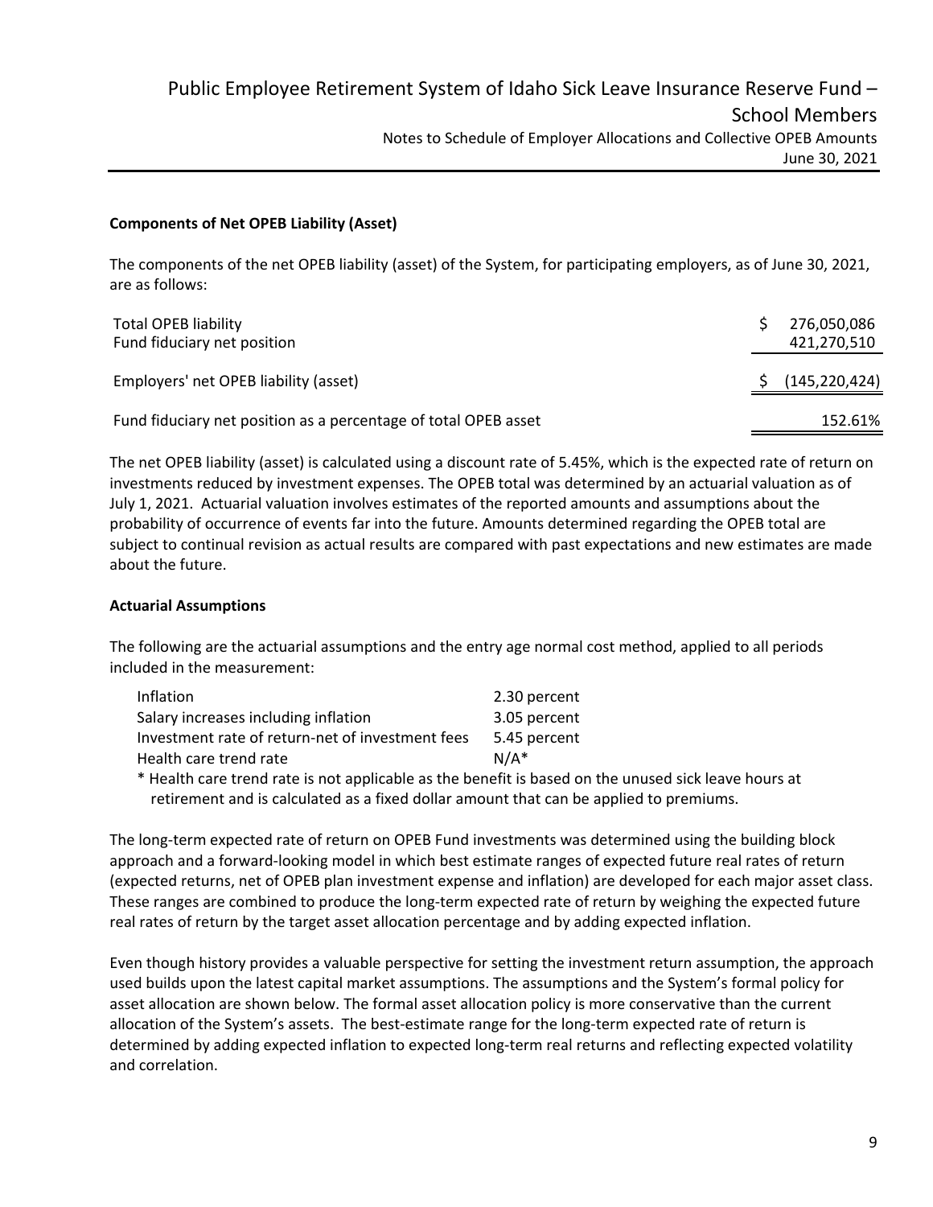### Components of Net OPEB Liability (Asset)

The components of the net OPEB liability (asset) of the System, for participating employers, as of June 30, 2021, are as follows:

| | |
|---|---|
| Total OPEB liability | $ 276,050,086 |
| Fund fiduciary net position | 421,270,510 |
| Employers' net OPEB liability (asset) | $ (145,220,424) |
| Fund fiduciary net position as a percentage of total OPEB asset | 152.61% |

The net OPEB liability (asset) is calculated using a discount rate of 5.45%, which is the expected rate of return on investments reduced by investment expenses. The OPEB total was determined by an actuarial valuation as of July 1, 2021. Actuarial valuation involves estimates of the reported amounts and assumptions about the probability of occurrence of events far into the future. Amounts determined regarding the OPEB total are subject to continual revision as actual results are compared with past expectations and new estimates are made about the future.

### Actuarial Assumptions

The following are the actuarial assumptions and the entry age normal cost method, applied to all periods included in the measurement:

| | |
|---|---|
| Inflation | 2.30 percent |
| Salary increases including inflation | 3.05 percent |
| Investment rate of return-net of investment fees | 5.45 percent |
| Health care trend rate | N/A* |

\* Health care trend rate is not applicable as the benefit is based on the unused sick leave hours at retirement and is calculated as a fixed dollar amount that can be applied to premiums.

The long-term expected rate of return on OPEB Fund investments was determined using the building block approach and a forward-looking model in which best estimate ranges of expected future real rates of return (expected returns, net of OPEB plan investment expense and inflation) are developed for each major asset class. These ranges are combined to produce the long-term expected rate of return by weighing the expected future real rates of return by the target asset allocation percentage and by adding expected inflation.

Even though history provides a valuable perspective for setting the investment return assumption, the approach used builds upon the latest capital market assumptions. The assumptions and the System's formal policy for asset allocation are shown below. The formal asset allocation policy is more conservative than the current allocation of the System's assets. The best-estimate range for the long-term expected rate of return is determined by adding expected inflation to expected long-term real returns and reflecting expected volatility and correlation.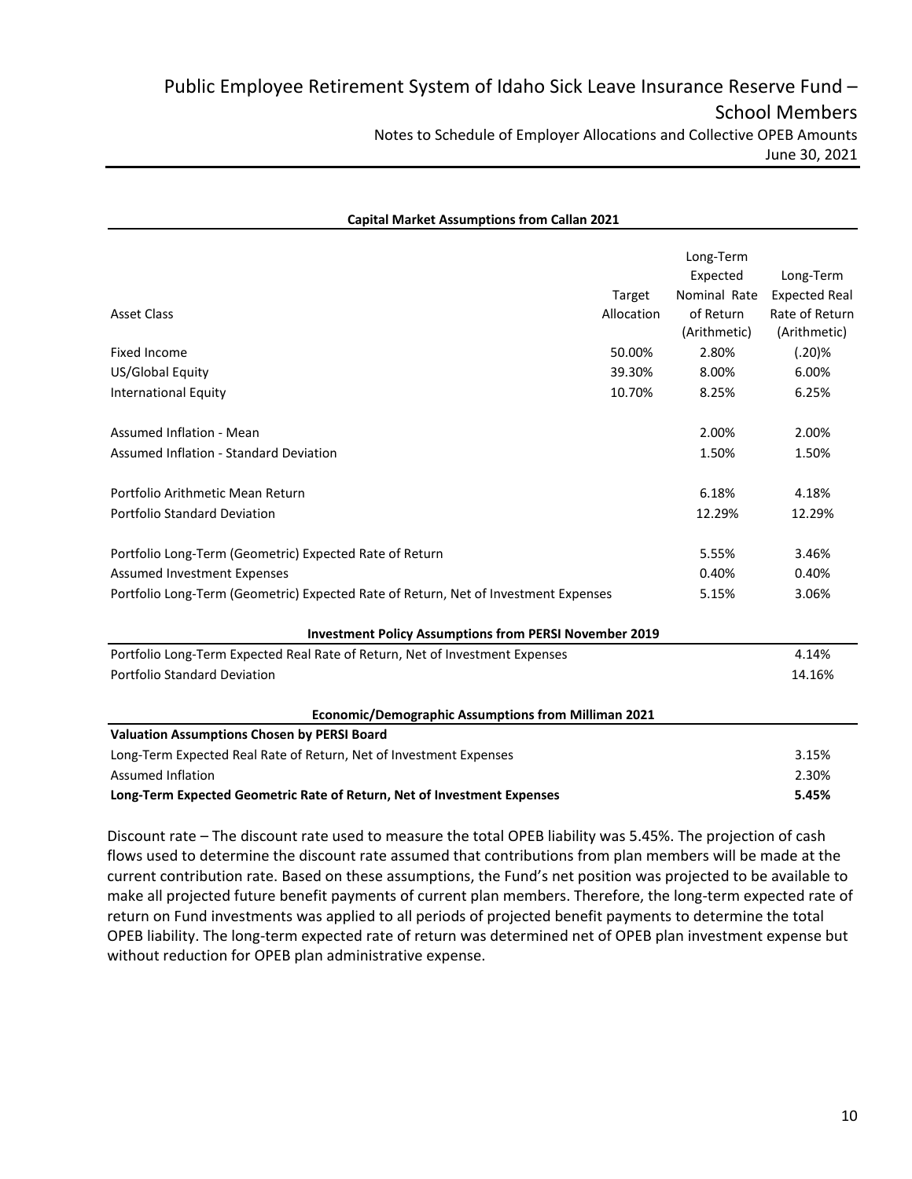**Capital Market Assumptions from Callan 2021**

| Asset Class | Target Allocation | Long-Term Expected Nominal Rate of Return (Arithmetic) | Long-Term Expected Real Rate of Return (Arithmetic) |
|---|---|---|---|
| Fixed Income | 50.00% | 2.80% | (.20)% |
| US/Global Equity | 39.30% | 8.00% | 6.00% |
| International Equity | 10.70% | 8.25% | 6.25% |
| | | | |
| Assumed Inflation - Mean | | 2.00% | 2.00% |
| Assumed Inflation - Standard Deviation | | 1.50% | 1.50% |
| | | | |
| Portfolio Arithmetic Mean Return | | 6.18% | 4.18% |
| Portfolio Standard Deviation | | 12.29% | 12.29% |
| | | | |
| Portfolio Long-Term (Geometric) Expected Rate of Return | | 5.55% | 3.46% |
| Assumed Investment Expenses | | 0.40% | 0.40% |
| Portfolio Long-Term (Geometric) Expected Rate of Return, Net of Investment Expenses | | 5.15% | 3.06% |

**Investment Policy Assumptions from PERSI November 2019**

| | |
|---|---|
| Portfolio Long-Term Expected Real Rate of Return, Net of Investment Expenses | 4.14% |
| Portfolio Standard Deviation | 14.16% |

**Economic/Demographic Assumptions from Milliman 2021**

| **Valuation Assumptions Chosen by PERSI Board** | |
|---|---|
| Long-Term Expected Real Rate of Return, Net of Investment Expenses | 3.15% |
| Assumed Inflation | 2.30% |
| **Long-Term Expected Geometric Rate of Return, Net of Investment Expenses** | **5.45%** |

Discount rate – The discount rate used to measure the total OPEB liability was 5.45%. The projection of cash flows used to determine the discount rate assumed that contributions from plan members will be made at the current contribution rate. Based on these assumptions, the Fund's net position was projected to be available to make all projected future benefit payments of current plan members. Therefore, the long-term expected rate of return on Fund investments was applied to all periods of projected benefit payments to determine the total OPEB liability. The long-term expected rate of return was determined net of OPEB plan investment expense but without reduction for OPEB plan administrative expense.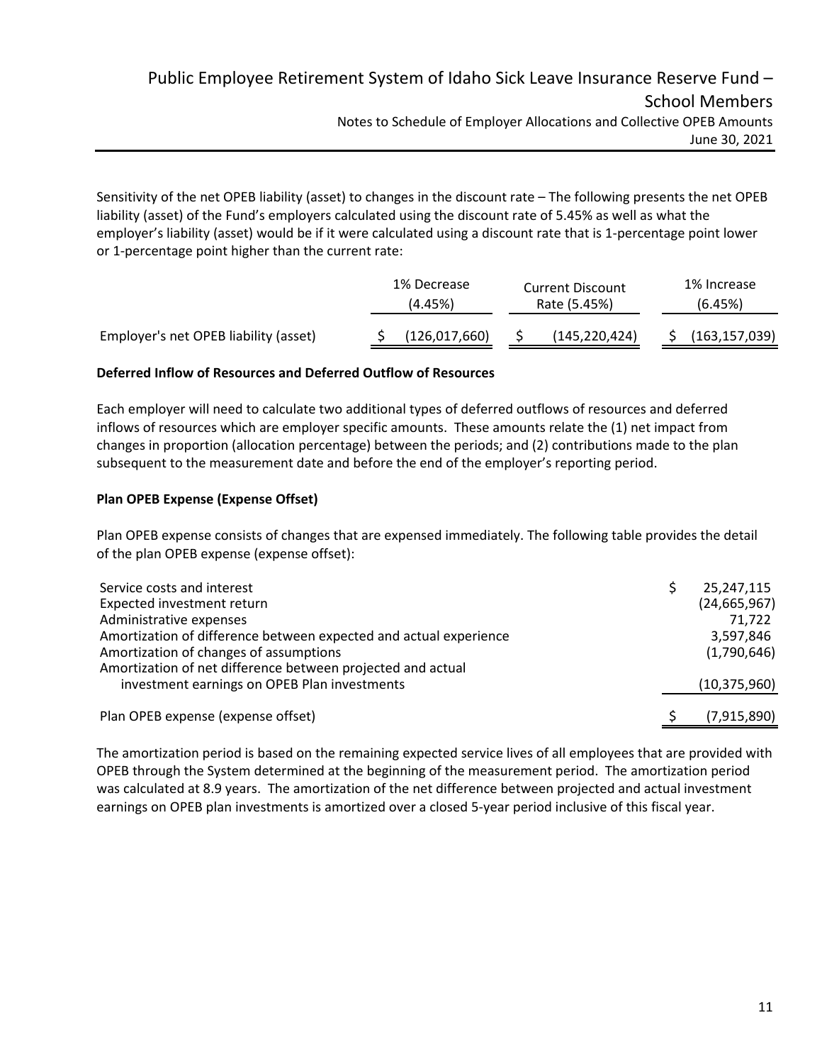Sensitivity of the net OPEB liability (asset) to changes in the discount rate – The following presents the net OPEB liability (asset) of the Fund's employers calculated using the discount rate of 5.45% as well as what the employer's liability (asset) would be if it were calculated using a discount rate that is 1-percentage point lower or 1-percentage point higher than the current rate:

| | 1% Decrease (4.45%) | Current Discount Rate (5.45%) | 1% Increase (6.45%) |
|---|---|---|---|
| Employer's net OPEB liability (asset) | $ (126,017,660) | $ (145,220,424) | $ (163,157,039) |

**Deferred Inflow of Resources and Deferred Outflow of Resources**

Each employer will need to calculate two additional types of deferred outflows of resources and deferred inflows of resources which are employer specific amounts. These amounts relate the (1) net impact from changes in proportion (allocation percentage) between the periods; and (2) contributions made to the plan subsequent to the measurement date and before the end of the employer's reporting period.

**Plan OPEB Expense (Expense Offset)**

Plan OPEB expense consists of changes that are expensed immediately. The following table provides the detail of the plan OPEB expense (expense offset):

| | |
|---|---|
| Service costs and interest | $ 25,247,115 |
| Expected investment return | (24,665,967) |
| Administrative expenses | 71,722 |
| Amortization of difference between expected and actual experience | 3,597,846 |
| Amortization of changes of assumptions | (1,790,646) |
| Amortization of net difference between projected and actual investment earnings on OPEB Plan investments | (10,375,960) |
| Plan OPEB expense (expense offset) | $ (7,915,890) |

The amortization period is based on the remaining expected service lives of all employees that are provided with OPEB through the System determined at the beginning of the measurement period. The amortization period was calculated at 8.9 years. The amortization of the net difference between projected and actual investment earnings on OPEB plan investments is amortized over a closed 5-year period inclusive of this fiscal year.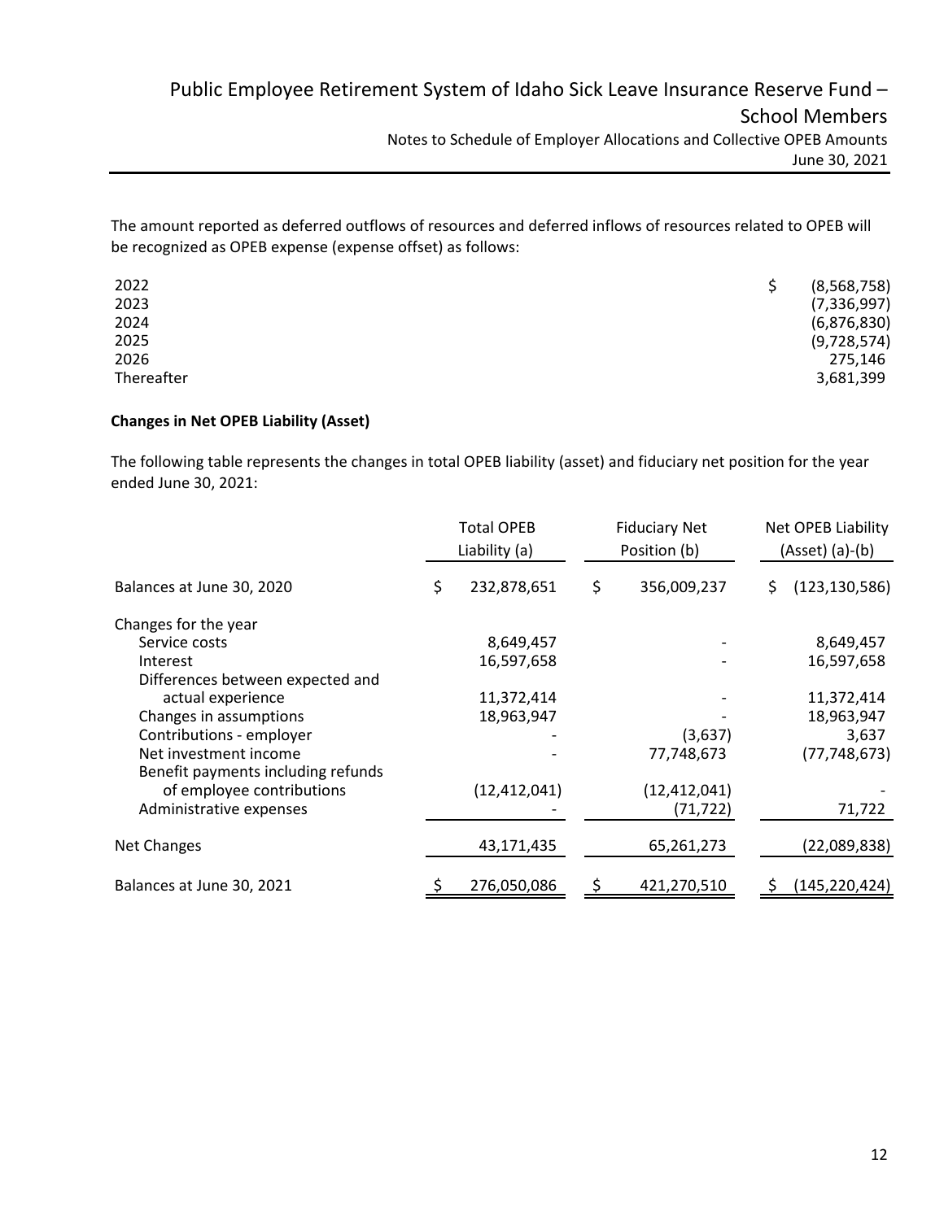The amount reported as deferred outflows of resources and deferred inflows of resources related to OPEB will be recognized as OPEB expense (expense offset) as follows:

| | |
|---|---|
| 2022 | $ (8,568,758) |
| 2023 | (7,336,997) |
| 2024 | (6,876,830) |
| 2025 | (9,728,574) |
| 2026 | 275,146 |
| Thereafter | 3,681,399 |

**Changes in Net OPEB Liability (Asset)**

The following table represents the changes in total OPEB liability (asset) and fiduciary net position for the year ended June 30, 2021:

| | Total OPEB Liability (a) | Fiduciary Net Position (b) | Net OPEB Liability (Asset) (a)-(b) |
|---|---|---|---|
| Balances at June 30, 2020 | $ 232,878,651 | $ 356,009,237 | $ (123,130,586) |
| Changes for the year | | | |
| Service costs | 8,649,457 | - | 8,649,457 |
| Interest | 16,597,658 | - | 16,597,658 |
| Differences between expected and actual experience | 11,372,414 | - | 11,372,414 |
| Changes in assumptions | 18,963,947 | - | 18,963,947 |
| Contributions - employer | - | (3,637) | 3,637 |
| Net investment income | - | 77,748,673 | (77,748,673) |
| Benefit payments including refunds of employee contributions | (12,412,041) | (12,412,041) | - |
| Administrative expenses | - | (71,722) | 71,722 |
| Net Changes | 43,171,435 | 65,261,273 | (22,089,838) |
| Balances at June 30, 2021 | $ 276,050,086 | $ 421,270,510 | $ (145,220,424) |